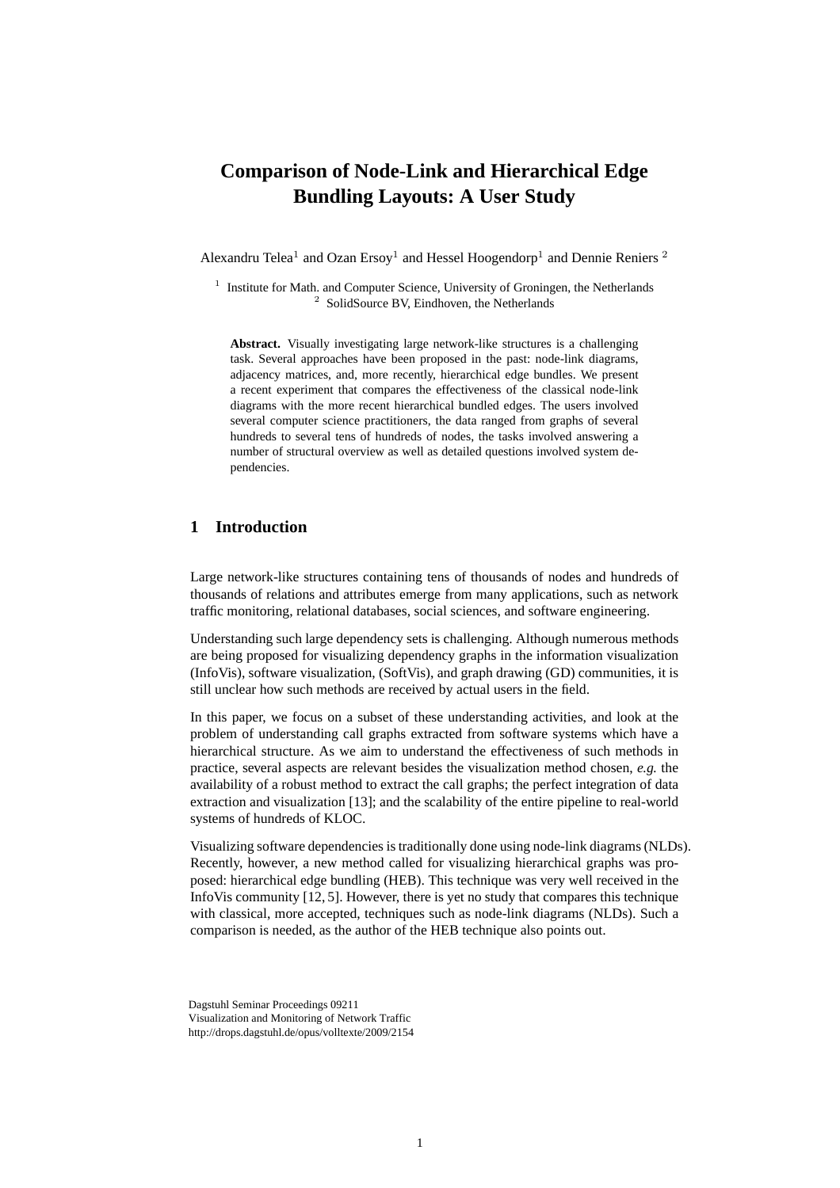# Comparison of Node-Link and Hierarchical Edge Bundling Layouts: A User Study

Alexandru Telea[1] and Ozan Ersoy[1] and Hessel Hoogendorp[1] and Dennie Reniers [2]

[1] Institute for Math. and Computer Science, University of Groningen, the Netherlands
[2] SolidSource BV, Eindhoven, the Netherlands

**Abstract.** Visually investigating large network-like structures is a challenging task. Several approaches have been proposed in the past: node-link diagrams, adjacency matrices, and, more recently, hierarchical edge bundles. We present a recent experiment that compares the effectiveness of the classical node-link diagrams with the more recent hierarchical bundled edges. The users involved several computer science practitioners, the data ranged from graphs of several hundreds to several tens of hundreds of nodes, the tasks involved answering a number of structural overview as well as detailed questions involved system dependencies.

## 1 Introduction

Large network-like structures containing tens of thousands of nodes and hundreds of thousands of relations and attributes emerge from many applications, such as network traffic monitoring, relational databases, social sciences, and software engineering.

Understanding such large dependency sets is challenging. Although numerous methods are being proposed for visualizing dependency graphs in the information visualization (InfoVis), software visualization, (SoftVis), and graph drawing (GD) communities, it is still unclear how such methods are received by actual users in the field.

In this paper, we focus on a subset of these understanding activities, and look at the problem of understanding call graphs extracted from software systems which have a hierarchical structure. As we aim to understand the effectiveness of such methods in practice, several aspects are relevant besides the visualization method chosen, *e.g.* the availability of a robust method to extract the call graphs; the perfect integration of data extraction and visualization [13]; and the scalability of the entire pipeline to real-world systems of hundreds of KLOC.

Visualizing software dependencies is traditionally done using node-link diagrams (NLDs). Recently, however, a new method called for visualizing hierarchical graphs was proposed: hierarchical edge bundling (HEB). This technique was very well received in the InfoVis community [12, 5]. However, there is yet no study that compares this technique with classical, more accepted, techniques such as node-link diagrams (NLDs). Such a comparison is needed, as the author of the HEB technique also points out.

Dagstuhl Seminar Proceedings 09211
Visualization and Monitoring of Network Traffic
http://drops.dagstuhl.de/opus/volltexte/2009/2154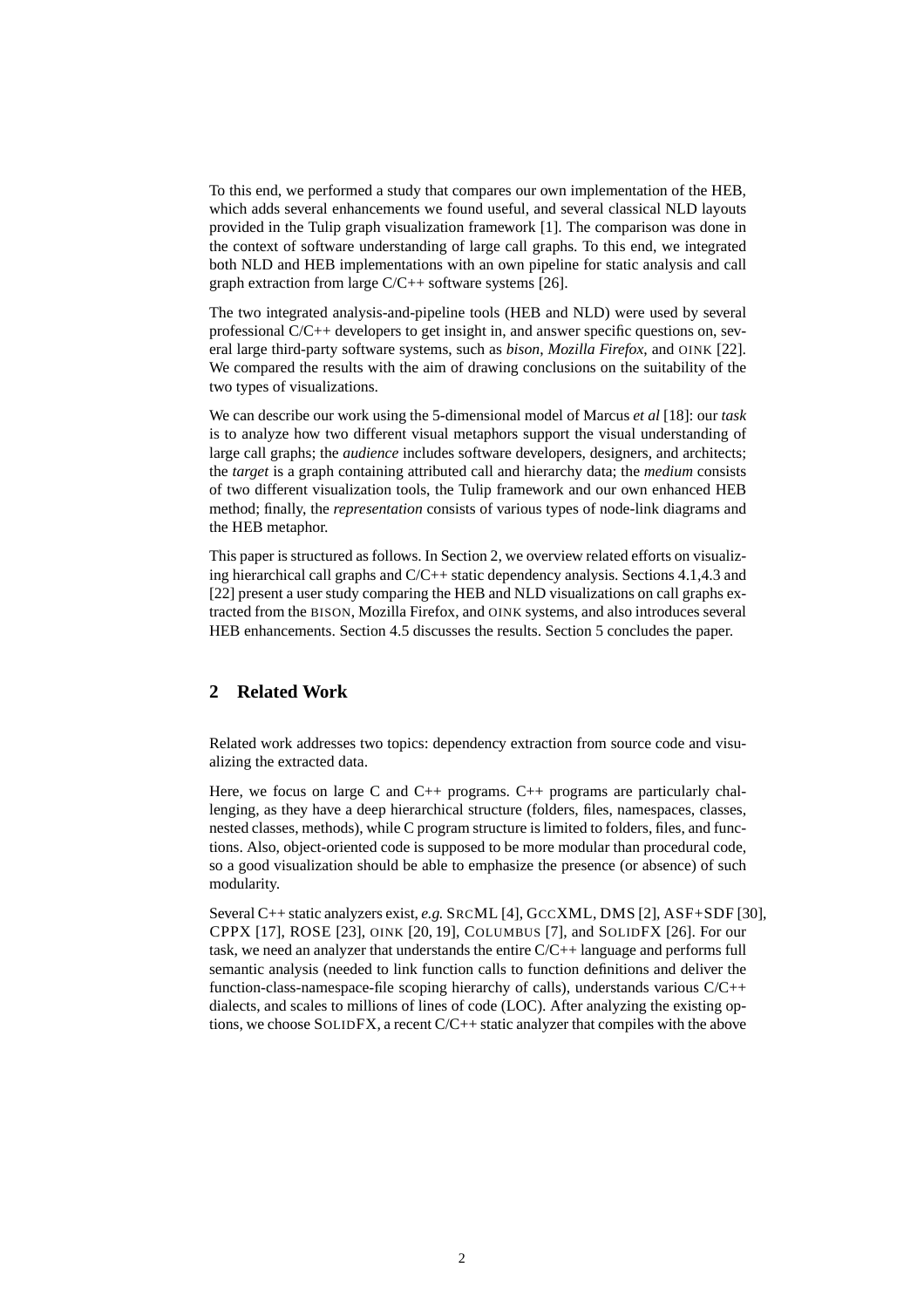To this end, we performed a study that compares our own implementation of the HEB, which adds several enhancements we found useful, and several classical NLD layouts provided in the Tulip graph visualization framework [1]. The comparison was done in the context of software understanding of large call graphs. To this end, we integrated both NLD and HEB implementations with an own pipeline for static analysis and call graph extraction from large C/C++ software systems [26].

The two integrated analysis-and-pipeline tools (HEB and NLD) were used by several professional C/C++ developers to get insight in, and answer specific questions on, several large third-party software systems, such as *bison*, *Mozilla Firefox*, and OINK [22]. We compared the results with the aim of drawing conclusions on the suitability of the two types of visualizations.

We can describe our work using the 5-dimensional model of Marcus *et al* [18]: our *task* is to analyze how two different visual metaphors support the visual understanding of large call graphs; the *audience* includes software developers, designers, and architects; the *target* is a graph containing attributed call and hierarchy data; the *medium* consists of two different visualization tools, the Tulip framework and our own enhanced HEB method; finally, the *representation* consists of various types of node-link diagrams and the HEB metaphor.

This paper is structured as follows. In Section 2, we overview related efforts on visualizing hierarchical call graphs and C/C++ static dependency analysis. Sections 4.1,4.3 and [22] present a user study comparing the HEB and NLD visualizations on call graphs extracted from the BISON, Mozilla Firefox, and OINK systems, and also introduces several HEB enhancements. Section 4.5 discusses the results. Section 5 concludes the paper.

## 2 Related Work

Related work addresses two topics: dependency extraction from source code and visualizing the extracted data.

Here, we focus on large C and C++ programs. C++ programs are particularly challenging, as they have a deep hierarchical structure (folders, files, namespaces, classes, nested classes, methods), while C program structure is limited to folders, files, and functions. Also, object-oriented code is supposed to be more modular than procedural code, so a good visualization should be able to emphasize the presence (or absence) of such modularity.

Several C++ static analyzers exist, *e.g.* SRCML [4], GCCXML, DMS [2], ASF+SDF [30], CPPX [17], ROSE [23], OINK [20, 19], COLUMBUS [7], and SOLIDFX [26]. For our task, we need an analyzer that understands the entire C/C++ language and performs full semantic analysis (needed to link function calls to function definitions and deliver the function-class-namespace-file scoping hierarchy of calls), understands various C/C++ dialects, and scales to millions of lines of code (LOC). After analyzing the existing options, we choose SOLIDFX, a recent C/C++ static analyzer that compiles with the above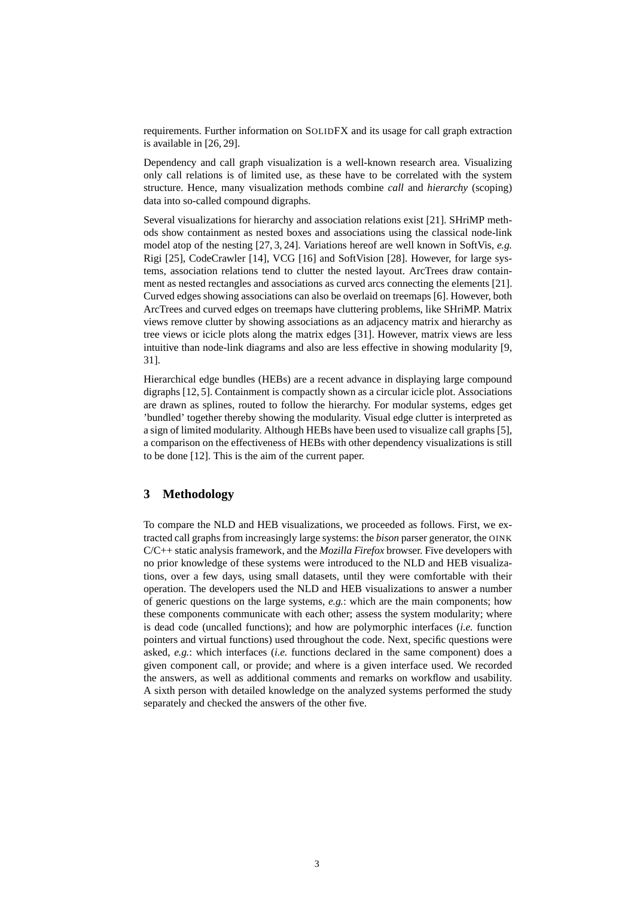requirements. Further information on SolidFX and its usage for call graph extraction is available in [26, 29].

Dependency and call graph visualization is a well-known research area. Visualizing only call relations is of limited use, as these have to be correlated with the system structure. Hence, many visualization methods combine *call* and *hierarchy* (scoping) data into so-called compound digraphs.

Several visualizations for hierarchy and association relations exist [21]. SHriMP methods show containment as nested boxes and associations using the classical node-link model atop of the nesting [27, 3, 24]. Variations hereof are well known in SoftVis, *e.g.* Rigi [25], CodeCrawler [14], VCG [16] and SoftVision [28]. However, for large systems, association relations tend to clutter the nested layout. ArcTrees draw containment as nested rectangles and associations as curved arcs connecting the elements [21]. Curved edges showing associations can also be overlaid on treemaps [6]. However, both ArcTrees and curved edges on treemaps have cluttering problems, like SHriMP. Matrix views remove clutter by showing associations as an adjacency matrix and hierarchy as tree views or icicle plots along the matrix edges [31]. However, matrix views are less intuitive than node-link diagrams and also are less effective in showing modularity [9, 31].

Hierarchical edge bundles (HEBs) are a recent advance in displaying large compound digraphs [12, 5]. Containment is compactly shown as a circular icicle plot. Associations are drawn as splines, routed to follow the hierarchy. For modular systems, edges get 'bundled' together thereby showing the modularity. Visual edge clutter is interpreted as a sign of limited modularity. Although HEBs have been used to visualize call graphs [5], a comparison on the effectiveness of HEBs with other dependency visualizations is still to be done [12]. This is the aim of the current paper.

## 3 Methodology

To compare the NLD and HEB visualizations, we proceeded as follows. First, we extracted call graphs from increasingly large systems: the *bison* parser generator, the OINK C/C++ static analysis framework, and the *Mozilla Firefox* browser. Five developers with no prior knowledge of these systems were introduced to the NLD and HEB visualizations, over a few days, using small datasets, until they were comfortable with their operation. The developers used the NLD and HEB visualizations to answer a number of generic questions on the large systems, *e.g.*: which are the main components; how these components communicate with each other; assess the system modularity; where is dead code (uncalled functions); and how are polymorphic interfaces (*i.e.* function pointers and virtual functions) used throughout the code. Next, specific questions were asked, *e.g.*: which interfaces (*i.e.* functions declared in the same component) does a given component call, or provide; and where is a given interface used. We recorded the answers, as well as additional comments and remarks on workflow and usability. A sixth person with detailed knowledge on the analyzed systems performed the study separately and checked the answers of the other five.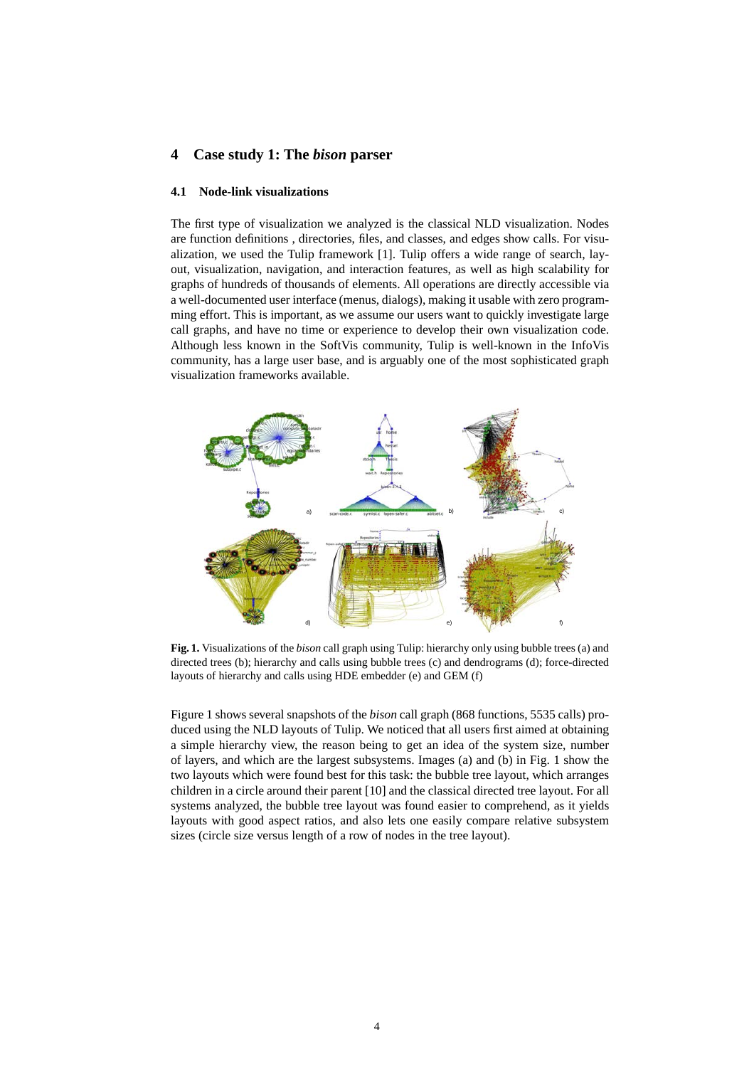## 4 Case study 1: The *bison* parser

### 4.1 Node-link visualizations

The first type of visualization we analyzed is the classical NLD visualization. Nodes are function definitions , directories, files, and classes, and edges show calls. For visualization, we used the Tulip framework [1]. Tulip offers a wide range of search, layout, visualization, navigation, and interaction features, as well as high scalability for graphs of hundreds of thousands of elements. All operations are directly accessible via a well-documented user interface (menus, dialogs), making it usable with zero programming effort. This is important, as we assume our users want to quickly investigate large call graphs, and have no time or experience to develop their own visualization code. Although less known in the SoftVis community, Tulip is well-known in the InfoVis community, has a large user base, and is arguably one of the most sophisticated graph visualization frameworks available.

**Fig. 1.** Visualizations of the *bison* call graph using Tulip: hierarchy only using bubble trees (a) and directed trees (b); hierarchy and calls using bubble trees (c) and dendrograms (d); force-directed layouts of hierarchy and calls using HDE embedder (e) and GEM (f)

Figure 1 shows several snapshots of the *bison* call graph (868 functions, 5535 calls) produced using the NLD layouts of Tulip. We noticed that all users first aimed at obtaining a simple hierarchy view, the reason being to get an idea of the system size, number of layers, and which are the largest subsystems. Images (a) and (b) in Fig. 1 show the two layouts which were found best for this task: the bubble tree layout, which arranges children in a circle around their parent [10] and the classical directed tree layout. For all systems analyzed, the bubble tree layout was found easier to comprehend, as it yields layouts with good aspect ratios, and also lets one easily compare relative subsystem sizes (circle size versus length of a row of nodes in the tree layout).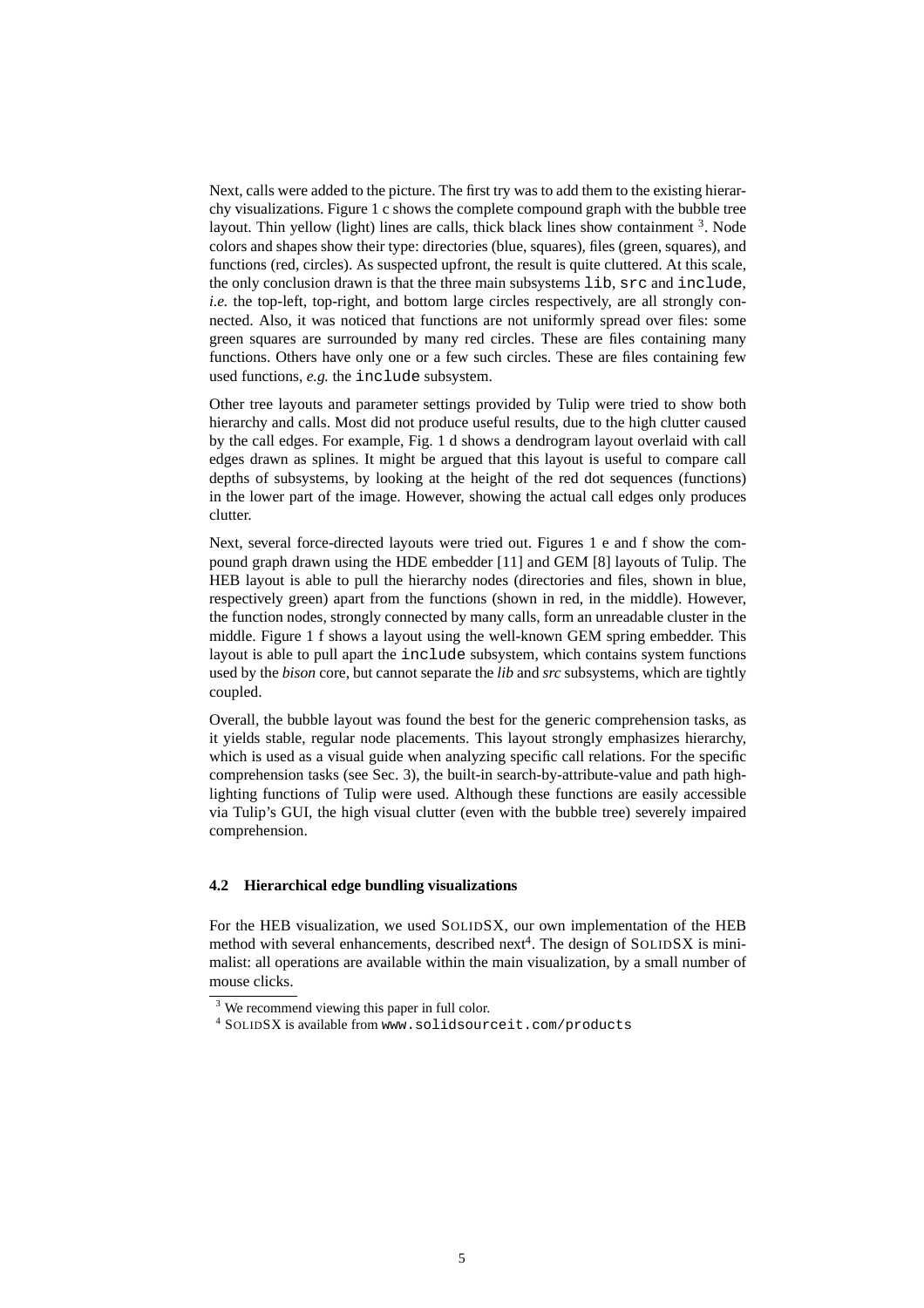Next, calls were added to the picture. The first try was to add them to the existing hierarchy visualizations. Figure 1 c shows the complete compound graph with the bubble tree layout. Thin yellow (light) lines are calls, thick black lines show containment [3]. Node colors and shapes show their type: directories (blue, squares), files (green, squares), and functions (red, circles). As suspected upfront, the result is quite cluttered. At this scale, the only conclusion drawn is that the three main subsystems `lib`, `src` and `include`, *i.e.* the top-left, top-right, and bottom large circles respectively, are all strongly connected. Also, it was noticed that functions are not uniformly spread over files: some green squares are surrounded by many red circles. These are files containing many functions. Others have only one or a few such circles. These are files containing few used functions, *e.g.* the `include` subsystem.

Other tree layouts and parameter settings provided by Tulip were tried to show both hierarchy and calls. Most did not produce useful results, due to the high clutter caused by the call edges. For example, Fig. 1 d shows a dendrogram layout overlaid with call edges drawn as splines. It might be argued that this layout is useful to compare call depths of subsystems, by looking at the height of the red dot sequences (functions) in the lower part of the image. However, showing the actual call edges only produces clutter.

Next, several force-directed layouts were tried out. Figures 1 e and f show the compound graph drawn using the HDE embedder [11] and GEM [8] layouts of Tulip. The HEB layout is able to pull the hierarchy nodes (directories and files, shown in blue, respectively green) apart from the functions (shown in red, in the middle). However, the function nodes, strongly connected by many calls, form an unreadable cluster in the middle. Figure 1 f shows a layout using the well-known GEM spring embedder. This layout is able to pull apart the `include` subsystem, which contains system functions used by the *bison* core, but cannot separate the *lib* and *src* subsystems, which are tightly coupled.

Overall, the bubble layout was found the best for the generic comprehension tasks, as it yields stable, regular node placements. This layout strongly emphasizes hierarchy, which is used as a visual guide when analyzing specific call relations. For the specific comprehension tasks (see Sec. 3), the built-in search-by-attribute-value and path highlighting functions of Tulip were used. Although these functions are easily accessible via Tulip's GUI, the high visual clutter (even with the bubble tree) severely impaired comprehension.

### 4.2 Hierarchical edge bundling visualizations

For the HEB visualization, we used SOLIDSX, our own implementation of the HEB method with several enhancements, described next[4]. The design of SOLIDSX is minimalist: all operations are available within the main visualization, by a small number of mouse clicks.

[3] We recommend viewing this paper in full color.

[4] SOLIDSX is available from `www.solidsourceit.com/products`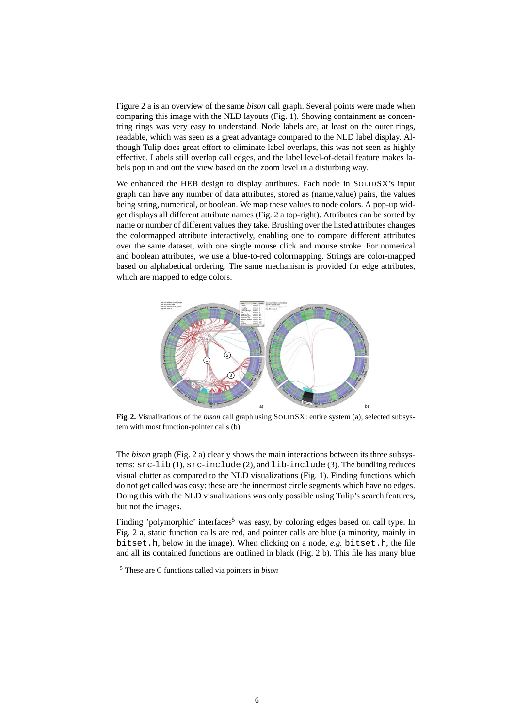Figure 2 a is an overview of the same *bison* call graph. Several points were made when comparing this image with the NLD layouts (Fig. 1). Showing containment as concentring rings was very easy to understand. Node labels are, at least on the outer rings, readable, which was seen as a great advantage compared to the NLD label display. Although Tulip does great effort to eliminate label overlaps, this was not seen as highly effective. Labels still overlap call edges, and the label level-of-detail feature makes labels pop in and out the view based on the zoom level in a disturbing way.

We enhanced the HEB design to display attributes. Each node in SOLIDSX's input graph can have any number of data attributes, stored as (name,value) pairs, the values being string, numerical, or boolean. We map these values to node colors. A pop-up widget displays all different attribute names (Fig. 2 a top-right). Attributes can be sorted by name or number of different values they take. Brushing over the listed attributes changes the colormapped attribute interactively, enabling one to compare different attributes over the same dataset, with one single mouse click and mouse stroke. For numerical and boolean attributes, we use a blue-to-red colormapping. Strings are color-mapped based on alphabetical ordering. The same mechanism is provided for edge attributes, which are mapped to edge colors.

**Fig. 2.** Visualizations of the *bison* call graph using SOLIDSX: entire system (a); selected subsystem with most function-pointer calls (b)

The *bison* graph (Fig. 2 a) clearly shows the main interactions between its three subsystems: `src-lib` (1), `src-include` (2), and `lib-include` (3). The bundling reduces visual clutter as compared to the NLD visualizations (Fig. 1). Finding functions which do not get called was easy: these are the innermost circle segments which have no edges. Doing this with the NLD visualizations was only possible using Tulip's search features, but not the images.

Finding 'polymorphic' interfaces[5] was easy, by coloring edges based on call type. In Fig. 2 a, static function calls are red, and pointer calls are blue (a minority, mainly in `bitset.h`, below in the image). When clicking on a node, *e.g.* `bitset.h`, the file and all its contained functions are outlined in black (Fig. 2 b). This file has many blue

[5] These are C functions called via pointers in *bison*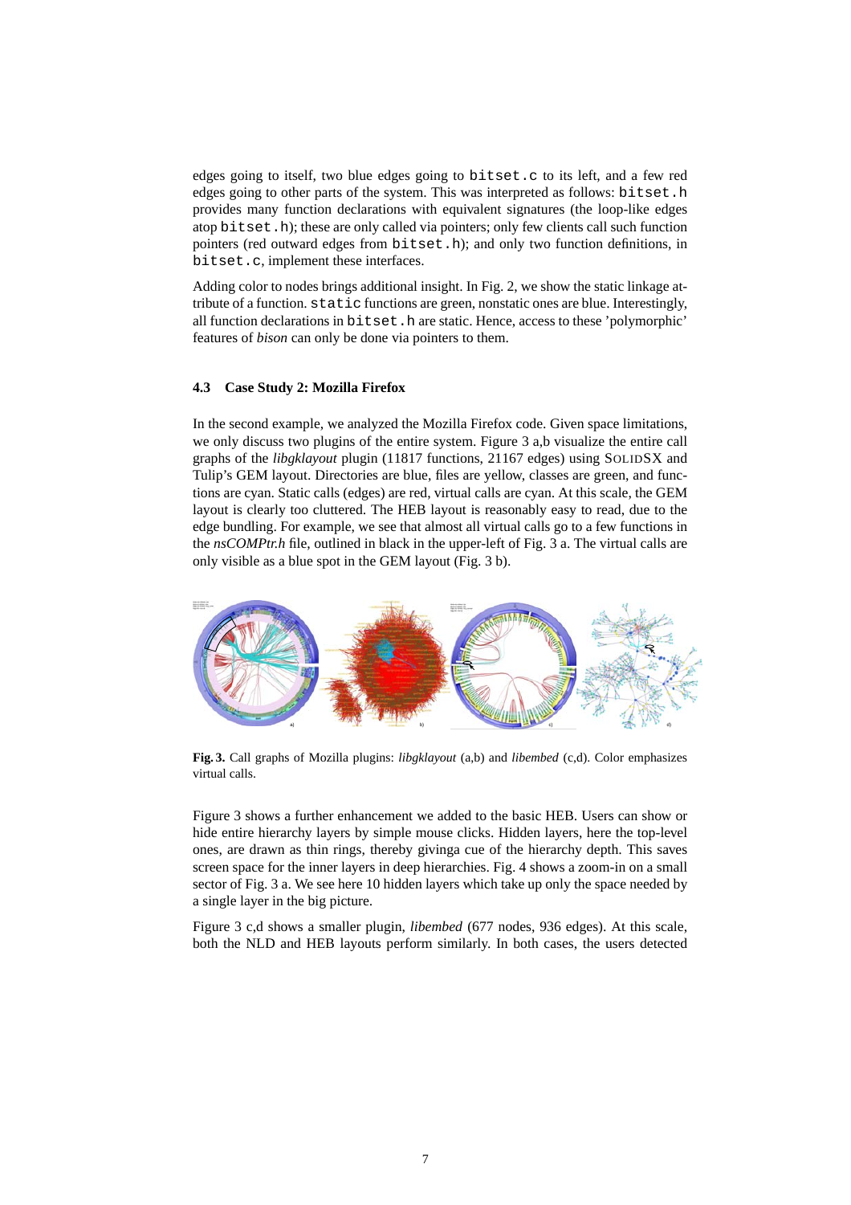edges going to itself, two blue edges going to `bitset.c` to its left, and a few red edges going to other parts of the system. This was interpreted as follows: `bitset.h` provides many function declarations with equivalent signatures (the loop-like edges atop `bitset.h`); these are only called via pointers; only few clients call such function pointers (red outward edges from `bitset.h`); and only two function definitions, in `bitset.c`, implement these interfaces.

Adding color to nodes brings additional insight. In Fig. 2, we show the static linkage attribute of a function. `static` functions are green, nonstatic ones are blue. Interestingly, all function declarations in `bitset.h` are static. Hence, access to these 'polymorphic' features of *bison* can only be done via pointers to them.

### 4.3 Case Study 2: Mozilla Firefox

In the second example, we analyzed the Mozilla Firefox code. Given space limitations, we only discuss two plugins of the entire system. Figure 3 a,b visualize the entire call graphs of the *libgklayout* plugin (11817 functions, 21167 edges) using SOLIDSX and Tulip's GEM layout. Directories are blue, files are yellow, classes are green, and functions are cyan. Static calls (edges) are red, virtual calls are cyan. At this scale, the GEM layout is clearly too cluttered. The HEB layout is reasonably easy to read, due to the edge bundling. For example, we see that almost all virtual calls go to a few functions in the *nsCOMPtr.h* file, outlined in black in the upper-left of Fig. 3 a. The virtual calls are only visible as a blue spot in the GEM layout (Fig. 3 b).

**Fig. 3.** Call graphs of Mozilla plugins: *libgklayout* (a,b) and *libembed* (c,d). Color emphasizes virtual calls.

Figure 3 shows a further enhancement we added to the basic HEB. Users can show or hide entire hierarchy layers by simple mouse clicks. Hidden layers, here the top-level ones, are drawn as thin rings, thereby givinga cue of the hierarchy depth. This saves screen space for the inner layers in deep hierarchies. Fig. 4 shows a zoom-in on a small sector of Fig. 3 a. We see here 10 hidden layers which take up only the space needed by a single layer in the big picture.

Figure 3 c,d shows a smaller plugin, *libembed* (677 nodes, 936 edges). At this scale, both the NLD and HEB layouts perform similarly. In both cases, the users detected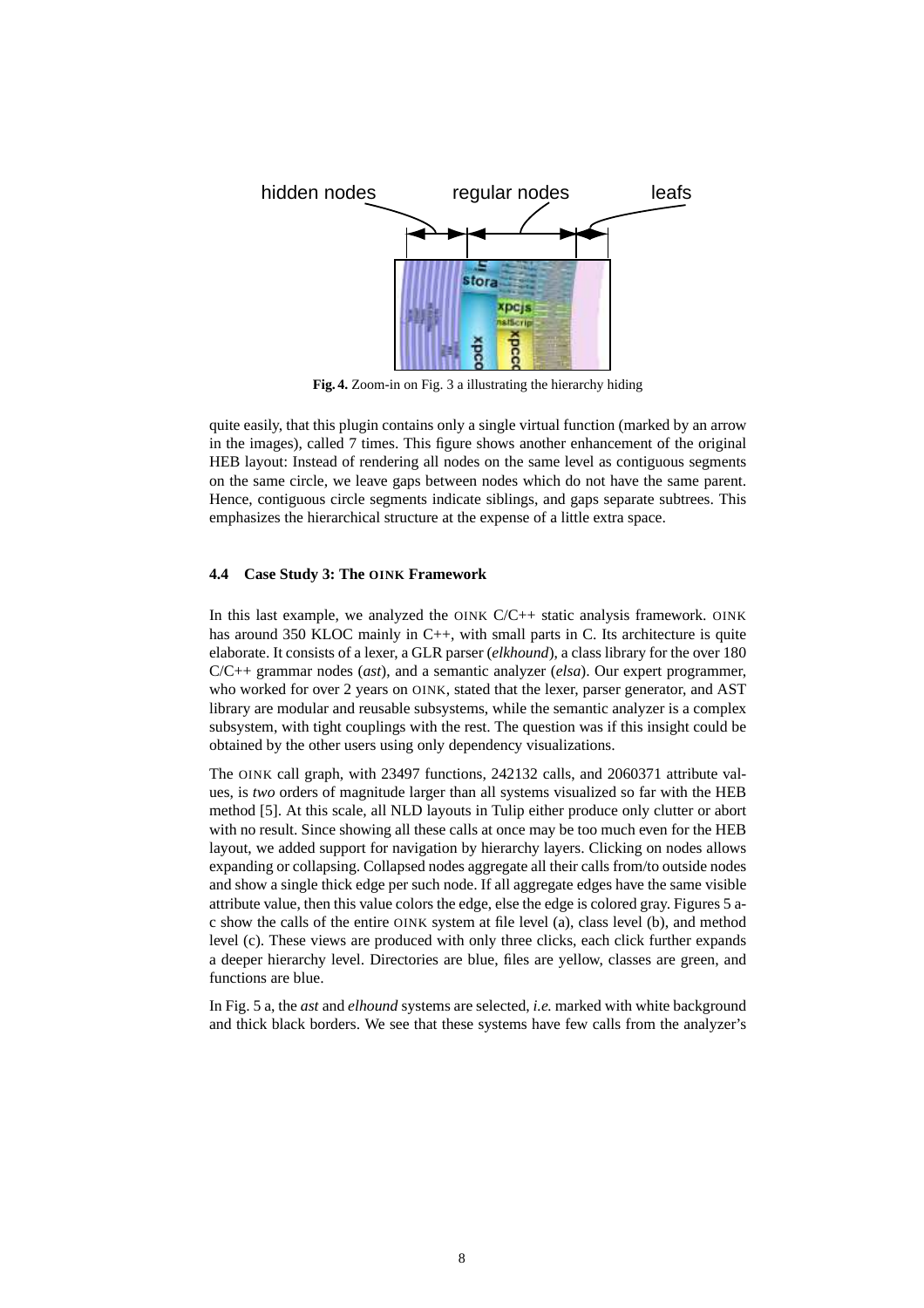Fig. 4. Zoom-in on Fig. 3 a illustrating the hierarchy hiding

quite easily, that this plugin contains only a single virtual function (marked by an arrow in the images), called 7 times. This figure shows another enhancement of the original HEB layout: Instead of rendering all nodes on the same level as contiguous segments on the same circle, we leave gaps between nodes which do not have the same parent. Hence, contiguous circle segments indicate siblings, and gaps separate subtrees. This emphasizes the hierarchical structure at the expense of a little extra space.

### 4.4 Case Study 3: The OINK Framework

In this last example, we analyzed the OINK C/C++ static analysis framework. OINK has around 350 KLOC mainly in C++, with small parts in C. Its architecture is quite elaborate. It consists of a lexer, a GLR parser (*elkhound*), a class library for the over 180 C/C++ grammar nodes (*ast*), and a semantic analyzer (*elsa*). Our expert programmer, who worked for over 2 years on OINK, stated that the lexer, parser generator, and AST library are modular and reusable subsystems, while the semantic analyzer is a complex subsystem, with tight couplings with the rest. The question was if this insight could be obtained by the other users using only dependency visualizations.

The OINK call graph, with 23497 functions, 242132 calls, and 2060371 attribute values, is *two* orders of magnitude larger than all systems visualized so far with the HEB method [5]. At this scale, all NLD layouts in Tulip either produce only clutter or abort with no result. Since showing all these calls at once may be too much even for the HEB layout, we added support for navigation by hierarchy layers. Clicking on nodes allows expanding or collapsing. Collapsed nodes aggregate all their calls from/to outside nodes and show a single thick edge per such node. If all aggregate edges have the same visible attribute value, then this value colors the edge, else the edge is colored gray. Figures 5 a-c show the calls of the entire OINK system at file level (a), class level (b), and method level (c). These views are produced with only three clicks, each click further expands a deeper hierarchy level. Directories are blue, files are yellow, classes are green, and functions are blue.

In Fig. 5 a, the *ast* and *elhound* systems are selected, *i.e.* marked with white background and thick black borders. We see that these systems have few calls from the analyzer's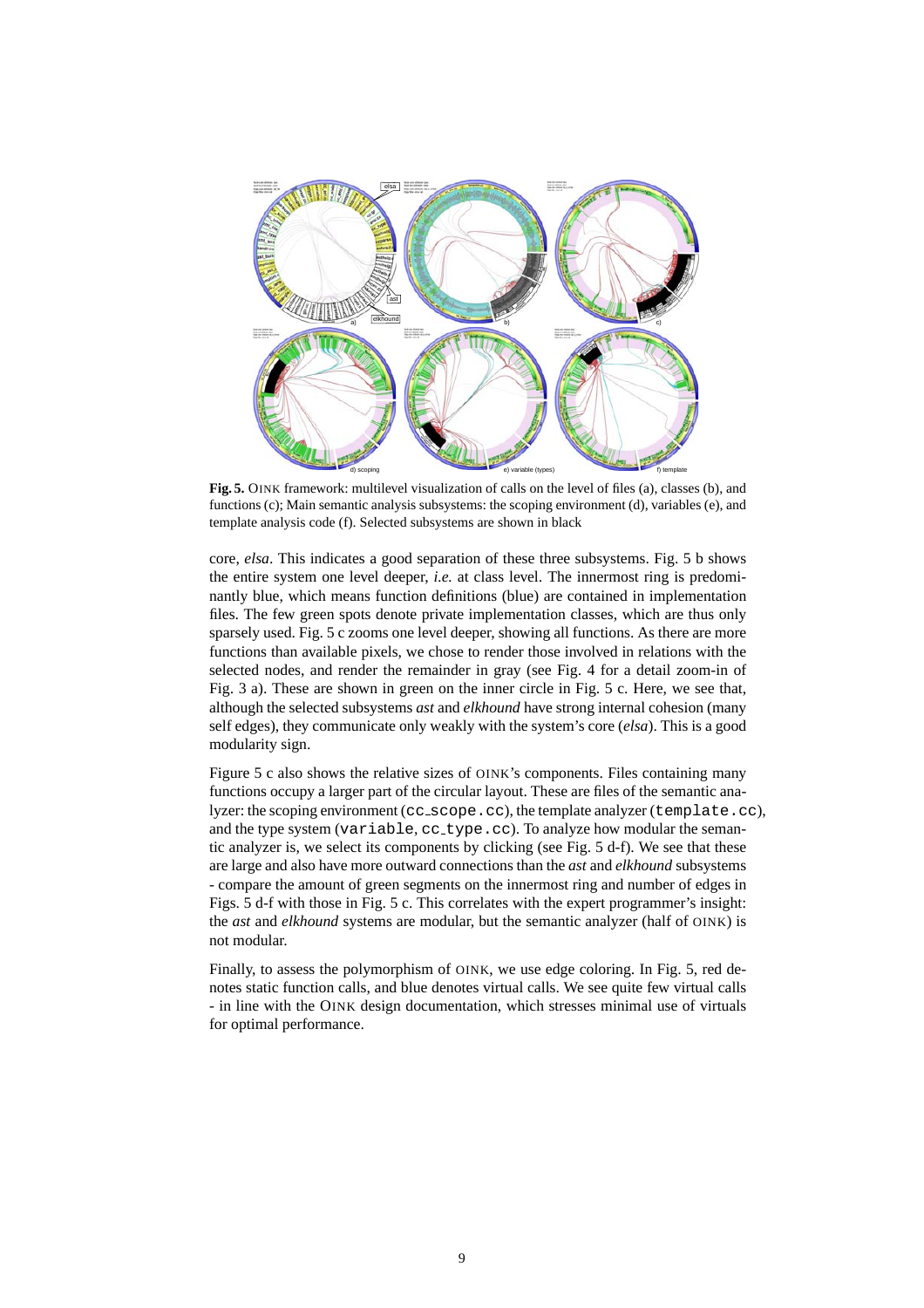**Fig. 5.** OINK framework: multilevel visualization of calls on the level of files (a), classes (b), and functions (c); Main semantic analysis subsystems: the scoping environment (d), variables (e), and template analysis code (f). Selected subsystems are shown in black

core, *elsa*. This indicates a good separation of these three subsystems. Fig. 5 b shows the entire system one level deeper, *i.e.* at class level. The innermost ring is predominantly blue, which means function definitions (blue) are contained in implementation files. The few green spots denote private implementation classes, which are thus only sparsely used. Fig. 5 c zooms one level deeper, showing all functions. As there are more functions than available pixels, we chose to render those involved in relations with the selected nodes, and render the remainder in gray (see Fig. 4 for a detail zoom-in of Fig. 3 a). These are shown in green on the inner circle in Fig. 5 c. Here, we see that, although the selected subsystems *ast* and *elkhound* have strong internal cohesion (many self edges), they communicate only weakly with the system's core (*elsa*). This is a good modularity sign.

Figure 5 c also shows the relative sizes of OINK's components. Files containing many functions occupy a larger part of the circular layout. These are files of the semantic analyzer: the scoping environment (`cc_scope.cc`), the template analyzer (`template.cc`), and the type system (`variable`, `cc_type.cc`). To analyze how modular the semantic analyzer is, we select its components by clicking (see Fig. 5 d-f). We see that these are large and also have more outward connections than the *ast* and *elkhound* subsystems - compare the amount of green segments on the innermost ring and number of edges in Figs. 5 d-f with those in Fig. 5 c. This correlates with the expert programmer's insight: the *ast* and *elkhound* systems are modular, but the semantic analyzer (half of OINK) is not modular.

Finally, to assess the polymorphism of OINK, we use edge coloring. In Fig. 5, red denotes static function calls, and blue denotes virtual calls. We see quite few virtual calls - in line with the OINK design documentation, which stresses minimal use of virtuals for optimal performance.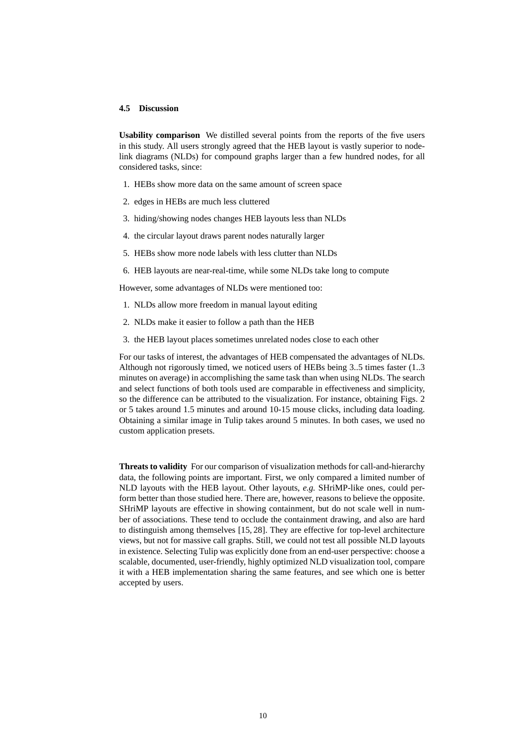### 4.5 Discussion

**Usability comparison** We distilled several points from the reports of the five users in this study. All users strongly agreed that the HEB layout is vastly superior to node-link diagrams (NLDs) for compound graphs larger than a few hundred nodes, for all considered tasks, since:

1. HEBs show more data on the same amount of screen space
2. edges in HEBs are much less cluttered
3. hiding/showing nodes changes HEB layouts less than NLDs
4. the circular layout draws parent nodes naturally larger
5. HEBs show more node labels with less clutter than NLDs
6. HEB layouts are near-real-time, while some NLDs take long to compute

However, some advantages of NLDs were mentioned too:

1. NLDs allow more freedom in manual layout editing
2. NLDs make it easier to follow a path than the HEB
3. the HEB layout places sometimes unrelated nodes close to each other

For our tasks of interest, the advantages of HEB compensated the advantages of NLDs. Although not rigorously timed, we noticed users of HEBs being 3..5 times faster (1..3 minutes on average) in accomplishing the same task than when using NLDs. The search and select functions of both tools used are comparable in effectiveness and simplicity, so the difference can be attributed to the visualization. For instance, obtaining Figs. 2 or 5 takes around 1.5 minutes and around 10-15 mouse clicks, including data loading. Obtaining a similar image in Tulip takes around 5 minutes. In both cases, we used no custom application presets.

**Threats to validity** For our comparison of visualization methods for call-and-hierarchy data, the following points are important. First, we only compared a limited number of NLD layouts with the HEB layout. Other layouts, *e.g.* SHriMP-like ones, could perform better than those studied here. There are, however, reasons to believe the opposite. SHriMP layouts are effective in showing containment, but do not scale well in number of associations. These tend to occlude the containment drawing, and also are hard to distinguish among themselves [15, 28]. They are effective for top-level architecture views, but not for massive call graphs. Still, we could not test all possible NLD layouts in existence. Selecting Tulip was explicitly done from an end-user perspective: choose a scalable, documented, user-friendly, highly optimized NLD visualization tool, compare it with a HEB implementation sharing the same features, and see which one is better accepted by users.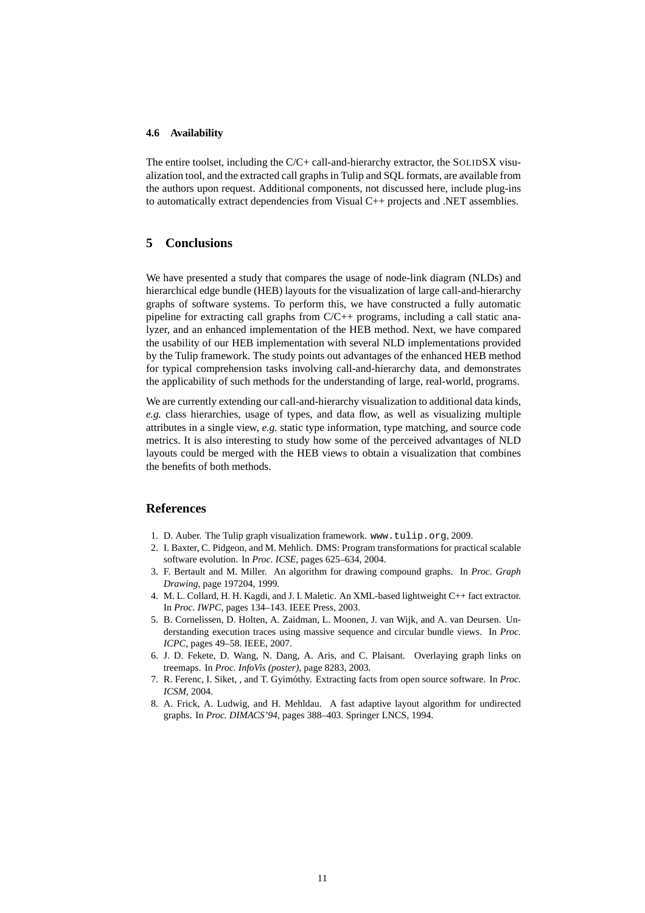### 4.6 Availability

The entire toolset, including the C/C+ call-and-hierarchy extractor, the SolidSX visualization tool, and the extracted call graphs in Tulip and SQL formats, are available from the authors upon request. Additional components, not discussed here, include plug-ins to automatically extract dependencies from Visual C++ projects and .NET assemblies.

## 5 Conclusions

We have presented a study that compares the usage of node-link diagram (NLDs) and hierarchical edge bundle (HEB) layouts for the visualization of large call-and-hierarchy graphs of software systems. To perform this, we have constructed a fully automatic pipeline for extracting call graphs from C/C++ programs, including a call static analyzer, and an enhanced implementation of the HEB method. Next, we have compared the usability of our HEB implementation with several NLD implementations provided by the Tulip framework. The study points out advantages of the enhanced HEB method for typical comprehension tasks involving call-and-hierarchy data, and demonstrates the applicability of such methods for the understanding of large, real-world, programs.

We are currently extending our call-and-hierarchy visualization to additional data kinds, *e.g.* class hierarchies, usage of types, and data flow, as well as visualizing multiple attributes in a single view, *e.g.* static type information, type matching, and source code metrics. It is also interesting to study how some of the perceived advantages of NLD layouts could be merged with the HEB views to obtain a visualization that combines the benefits of both methods.

## References

1. D. Auber. The Tulip graph visualization framework. `www.tulip.org`, 2009.
2. I. Baxter, C. Pidgeon, and M. Mehlich. DMS: Program transformations for practical scalable software evolution. In *Proc. ICSE*, pages 625–634, 2004.
3. F. Bertault and M. Miller. An algorithm for drawing compound graphs. In *Proc. Graph Drawing*, page 197204, 1999.
4. M. L. Collard, H. H. Kagdi, and J. I. Maletic. An XML-based lightweight C++ fact extractor. In *Proc. IWPC*, pages 134–143. IEEE Press, 2003.
5. B. Cornelissen, D. Holten, A. Zaidman, L. Moonen, J. van Wijk, and A. van Deursen. Understanding execution traces using massive sequence and circular bundle views. In *Proc. ICPC*, pages 49–58. IEEE, 2007.
6. J. D. Fekete, D. Wang, N. Dang, A. Aris, and C. Plaisant. Overlaying graph links on treemaps. In *Proc. InfoVis (poster)*, page 8283, 2003.
7. R. Ferenc, I. Siket, , and T. Gyimóthy. Extracting facts from open source software. In *Proc. ICSM*, 2004.
8. A. Frick, A. Ludwig, and H. Mehldau. A fast adaptive layout algorithm for undirected graphs. In *Proc. DIMACS'94*, pages 388–403. Springer LNCS, 1994.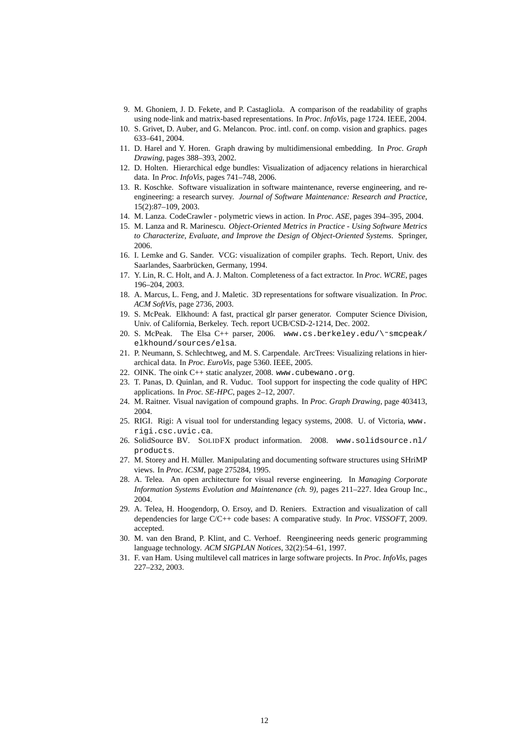9. M. Ghoniem, J. D. Fekete, and P. Castagliola. A comparison of the readability of graphs using node-link and matrix-based representations. In *Proc. InfoVis*, page 1724. IEEE, 2004.
10. S. Grivet, D. Auber, and G. Melancon. Proc. intl. conf. on comp. vision and graphics. pages 633–641, 2004.
11. D. Harel and Y. Horen. Graph drawing by multidimensional embedding. In *Proc. Graph Drawing*, pages 388–393, 2002.
12. D. Holten. Hierarchical edge bundles: Visualization of adjacency relations in hierarchical data. In *Proc. InfoVis*, pages 741–748, 2006.
13. R. Koschke. Software visualization in software maintenance, reverse engineering, and re-engineering: a research survey. *Journal of Software Maintenance: Research and Practice*, 15(2):87–109, 2003.
14. M. Lanza. CodeCrawler - polymetric views in action. In *Proc. ASE*, pages 394–395, 2004.
15. M. Lanza and R. Marinescu. *Object-Oriented Metrics in Practice - Using Software Metrics to Characterize, Evaluate, and Improve the Design of Object-Oriented Systems*. Springer, 2006.
16. I. Lemke and G. Sander. VCG: visualization of compiler graphs. Tech. Report, Univ. des Saarlandes, Saarbrücken, Germany, 1994.
17. Y. Lin, R. C. Holt, and A. J. Malton. Completeness of a fact extractor. In *Proc. WCRE*, pages 196–204, 2003.
18. A. Marcus, L. Feng, and J. Maletic. 3D representations for software visualization. In *Proc. ACM SoftVis*, page 2736, 2003.
19. S. McPeak. Elkhound: A fast, practical glr parser generator. Computer Science Division, Univ. of California, Berkeley. Tech. report UCB/CSD-2-1214, Dec. 2002.
20. S. McPeak. The Elsa C++ parser, 2006. `www.cs.berkeley.edu/\~smcpeak/elkhound/sources/elsa`.
21. P. Neumann, S. Schlechtweg, and M. S. Carpendale. ArcTrees: Visualizing relations in hierarchical data. In *Proc. EuroVis*, page 5360. IEEE, 2005.
22. OINK. The oink C++ static analyzer, 2008. `www.cubewano.org`.
23. T. Panas, D. Quinlan, and R. Vuduc. Tool support for inspecting the code quality of HPC applications. In *Proc. SE-HPC*, pages 2–12, 2007.
24. M. Raitner. Visual navigation of compound graphs. In *Proc. Graph Drawing*, page 403413, 2004.
25. RIGI. Rigi: A visual tool for understanding legacy systems, 2008. U. of Victoria, `www.rigi.csc.uvic.ca`.
26. SolidSource BV. SOLIDFX product information. 2008. `www.solidsource.nl/products`.
27. M. Storey and H. Müller. Manipulating and documenting software structures using SHriMP views. In *Proc. ICSM*, page 275284, 1995.
28. A. Telea. An open architecture for visual reverse engineering. In *Managing Corporate Information Systems Evolution and Maintenance (ch. 9)*, pages 211–227. Idea Group Inc., 2004.
29. A. Telea, H. Hoogendorp, O. Ersoy, and D. Reniers. Extraction and visualization of call dependencies for large C/C++ code bases: A comparative study. In *Proc. VISSOFT*, 2009. accepted.
30. M. van den Brand, P. Klint, and C. Verhoef. Reengineering needs generic programming language technology. *ACM SIGPLAN Notices*, 32(2):54–61, 1997.
31. F. van Ham. Using multilevel call matrices in large software projects. In *Proc. InfoVis*, pages 227–232, 2003.